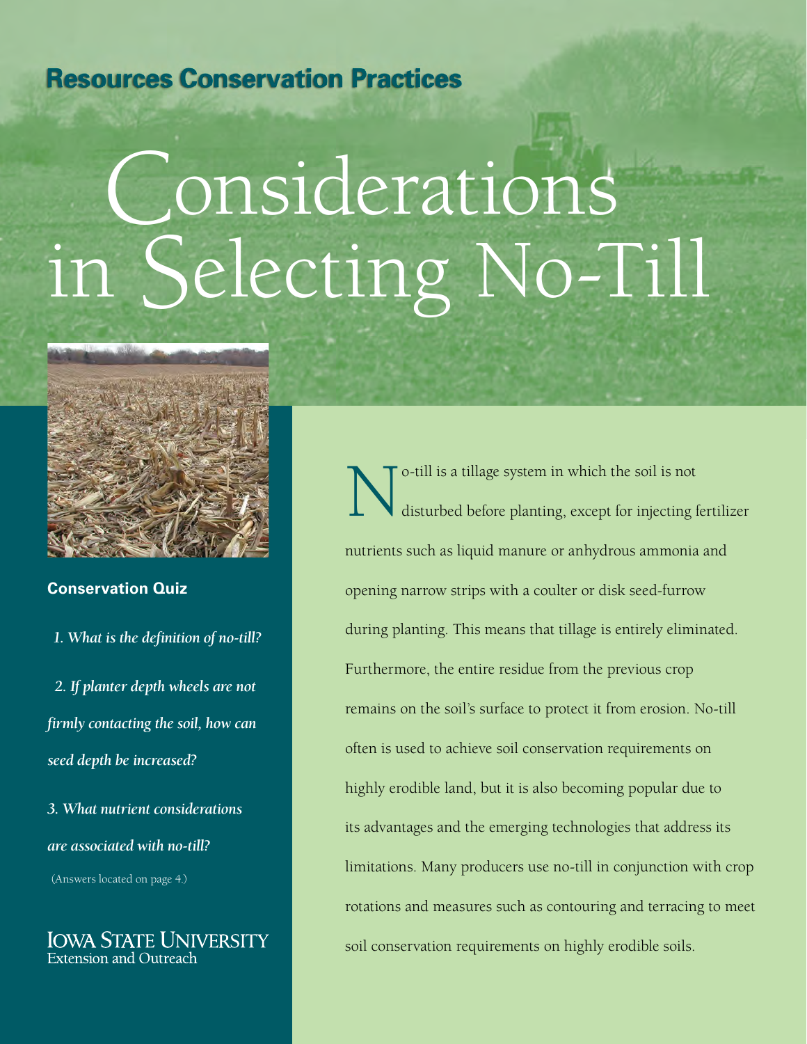Resources Conservation Practices

# Considerations in Selecting No-Till

### Conservation Quiz

*1. What is the definition of no-till?*

*2. If planter depth wheels are not firmly contacting the soil, how can seed depth be increased?*

*3. What nutrient considerations are associated with no-till?*

(Answers located on page 4.)

IOWA STATE UNIVERSITY
Extension and Outreach

No-till is a tillage system in which the soil is not disturbed before planting, except for injecting fertilizer nutrients such as liquid manure or anhydrous ammonia and opening narrow strips with a coulter or disk seed-furrow during planting. This means that tillage is entirely eliminated. Furthermore, the entire residue from the previous crop remains on the soil's surface to protect it from erosion. No-till often is used to achieve soil conservation requirements on highly erodible land, but it is also becoming popular due to its advantages and the emerging technologies that address its limitations. Many producers use no-till in conjunction with crop rotations and measures such as contouring and terracing to meet soil conservation requirements on highly erodible soils.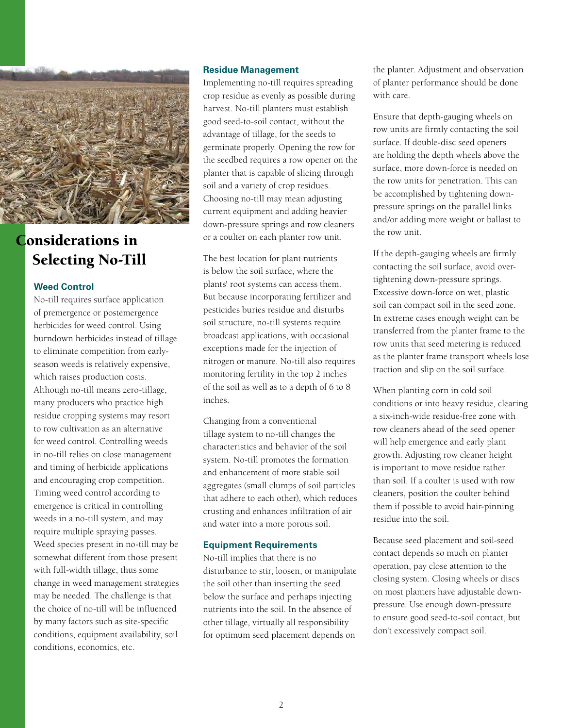# Considerations in Selecting No-Till

### Weed Control

No-till requires surface application of premergence or postemergence herbicides for weed control. Using burndown herbicides instead of tillage to eliminate competition from early-season weeds is relatively expensive, which raises production costs. Although no-till means zero-tillage, many producers who practice high residue cropping systems may resort to row cultivation as an alternative for weed control. Controlling weeds in no-till relies on close management and timing of herbicide applications and encouraging crop competition. Timing weed control according to emergence is critical in controlling weeds in a no-till system, and may require multiple spraying passes. Weed species present in no-till may be somewhat different from those present with full-width tillage, thus some change in weed management strategies may be needed. The challenge is that the choice of no-till will be influenced by many factors such as site-specific conditions, equipment availability, soil conditions, economics, etc.

### Residue Management

Implementing no-till requires spreading crop residue as evenly as possible during harvest. No-till planters must establish good seed-to-soil contact, without the advantage of tillage, for the seeds to germinate properly. Opening the row for the seedbed requires a row opener on the planter that is capable of slicing through soil and a variety of crop residues. Choosing no-till may mean adjusting current equipment and adding heavier down-pressure springs and row cleaners or a coulter on each planter row unit.

The best location for plant nutrients is below the soil surface, where the plants' root systems can access them. But because incorporating fertilizer and pesticides buries residue and disturbs soil structure, no-till systems require broadcast applications, with occasional exceptions made for the injection of nitrogen or manure. No-till also requires monitoring fertility in the top 2 inches of the soil as well as to a depth of 6 to 8 inches.

Changing from a conventional tillage system to no-till changes the characteristics and behavior of the soil system. No-till promotes the formation and enhancement of more stable soil aggregates (small clumps of soil particles that adhere to each other), which reduces crusting and enhances infiltration of air and water into a more porous soil.

### Equipment Requirements

No-till implies that there is no disturbance to stir, loosen, or manipulate the soil other than inserting the seed below the surface and perhaps injecting nutrients into the soil. In the absence of other tillage, virtually all responsibility for optimum seed placement depends on the planter. Adjustment and observation of planter performance should be done with care.

Ensure that depth-gauging wheels on row units are firmly contacting the soil surface. If double-disc seed openers are holding the depth wheels above the surface, more down-force is needed on the row units for penetration. This can be accomplished by tightening down-pressure springs on the parallel links and/or adding more weight or ballast to the row unit.

If the depth-gauging wheels are firmly contacting the soil surface, avoid over-tightening down-pressure springs. Excessive down-force on wet, plastic soil can compact soil in the seed zone. In extreme cases enough weight can be transferred from the planter frame to the row units that seed metering is reduced as the planter frame transport wheels lose traction and slip on the soil surface.

When planting corn in cold soil conditions or into heavy residue, clearing a six-inch-wide residue-free zone with row cleaners ahead of the seed opener will help emergence and early plant growth. Adjusting row cleaner height is important to move residue rather than soil. If a coulter is used with row cleaners, position the coulter behind them if possible to avoid hair-pinning residue into the soil.

Because seed placement and soil-seed contact depends so much on planter operation, pay close attention to the closing system. Closing wheels or discs on most planters have adjustable down-pressure. Use enough down-pressure to ensure good seed-to-soil contact, but don't excessively compact soil.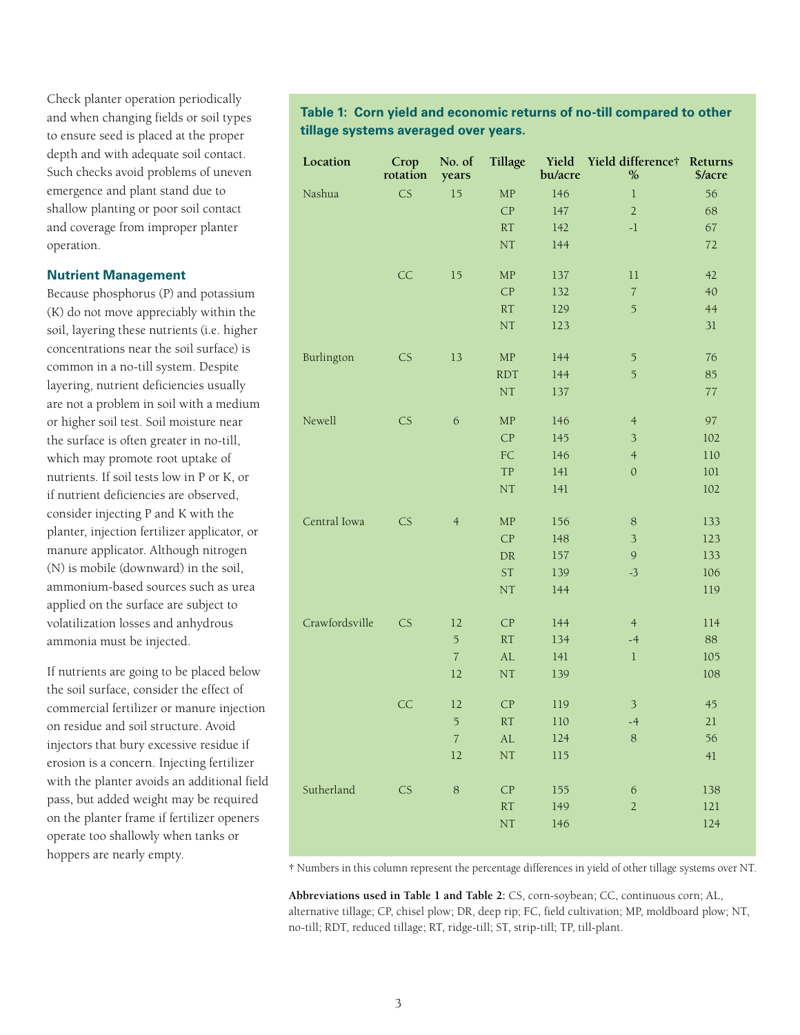Check planter operation periodically and when changing fields or soil types to ensure seed is placed at the proper depth and with adequate soil contact. Such checks avoid problems of uneven emergence and plant stand due to shallow planting or poor soil contact and coverage from improper planter operation.

### Nutrient Management

Because phosphorus (P) and potassium (K) do not move appreciably within the soil, layering these nutrients (i.e. higher concentrations near the soil surface) is common in a no-till system. Despite layering, nutrient deficiencies usually are not a problem in soil with a medium or higher soil test. Soil moisture near the surface is often greater in no-till, which may promote root uptake of nutrients. If soil tests low in P or K, or if nutrient deficiencies are observed, consider injecting P and K with the planter, injection fertilizer applicator, or manure applicator. Although nitrogen (N) is mobile (downward) in the soil, ammonium-based sources such as urea applied on the surface are subject to volatilization losses and anhydrous ammonia must be injected.

If nutrients are going to be placed below the soil surface, consider the effect of commercial fertilizer or manure injection on residue and soil structure. Avoid injectors that bury excessive residue if erosion is a concern. Injecting fertilizer with the planter avoids an additional field pass, but added weight may be required on the planter frame if fertilizer openers operate too shallowly when tanks or hoppers are nearly empty.

**Table 1: Corn yield and economic returns of no-till compared to other tillage systems averaged over years.**

| Location | Crop rotation | No. of years | Tillage | Yield bu/acre | Yield difference† % | Returns $/acre |
|---|---|---|---|---|---|---|
| Nashua | CS | 15 | MP | 146 | 1 | 56 |
| | | | CP | 147 | 2 | 68 |
| | | | RT | 142 | -1 | 67 |
| | | | NT | 144 | | 72 |
| | CC | 15 | MP | 137 | 11 | 42 |
| | | | CP | 132 | 7 | 40 |
| | | | RT | 129 | 5 | 44 |
| | | | NT | 123 | | 31 |
| Burlington | CS | 13 | MP | 144 | 5 | 76 |
| | | | RDT | 144 | 5 | 85 |
| | | | NT | 137 | | 77 |
| Newell | CS | 6 | MP | 146 | 4 | 97 |
| | | | CP | 145 | 3 | 102 |
| | | | FC | 146 | 4 | 110 |
| | | | TP | 141 | 0 | 101 |
| | | | NT | 141 | | 102 |
| Central Iowa | CS | 4 | MP | 156 | 8 | 133 |
| | | | CP | 148 | 3 | 123 |
| | | | DR | 157 | 9 | 133 |
| | | | ST | 139 | -3 | 106 |
| | | | NT | 144 | | 119 |
| Crawfordsville | CS | 12 | CP | 144 | 4 | 114 |
| | | 5 | RT | 134 | -4 | 88 |
| | | 7 | AL | 141 | 1 | 105 |
| | | 12 | NT | 139 | | 108 |
| | CC | 12 | CP | 119 | 3 | 45 |
| | | 5 | RT | 110 | -4 | 21 |
| | | 7 | AL | 124 | 8 | 56 |
| | | 12 | NT | 115 | | 41 |
| Sutherland | CS | 8 | CP | 155 | 6 | 138 |
| | | | RT | 149 | 2 | 121 |
| | | | NT | 146 | | 124 |

† Numbers in this column represent the percentage differences in yield of other tillage systems over NT.

**Abbreviations used in Table 1 and Table 2:** CS, corn-soybean; CC, continuous corn; AL, alternative tillage; CP, chisel plow; DR, deep rip; FC, field cultivation; MP, moldboard plow; NT, no-till; RDT, reduced tillage; RT, ridge-till; ST, strip-till; TP, till-plant.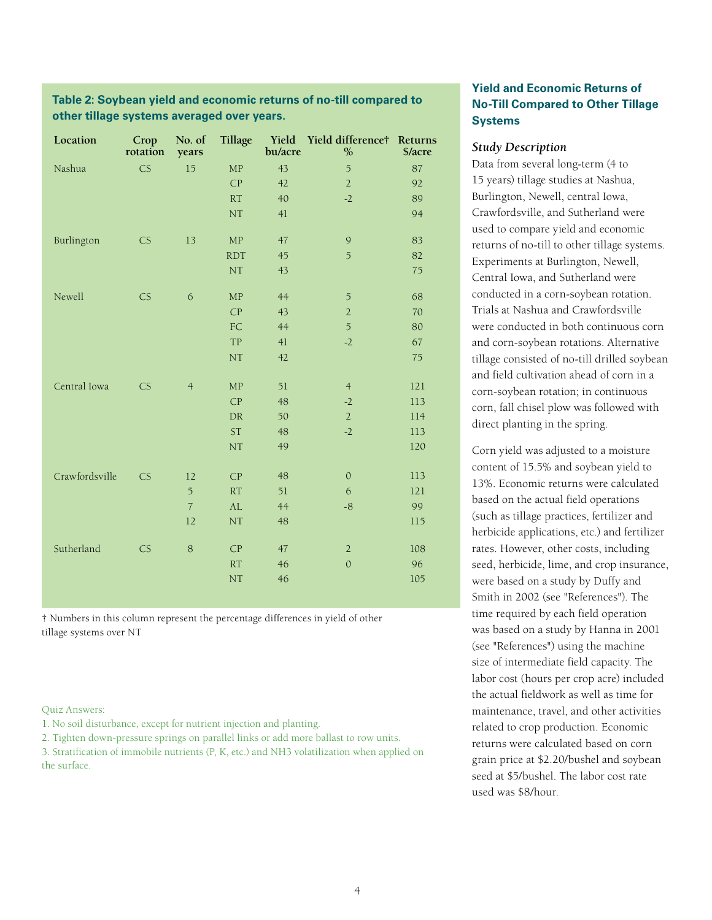**Table 2: Soybean yield and economic returns of no-till compared to other tillage systems averaged over years.**

| Location | Crop rotation | No. of years | Tillage | Yield bu/acre | Yield difference† % | Returns $/acre |
|---|---|---|---|---|---|---|
| Nashua | CS | 15 | MP | 43 | 5 | 87 |
| | | | CP | 42 | 2 | 92 |
| | | | RT | 40 | -2 | 89 |
| | | | NT | 41 | | 94 |
| Burlington | CS | 13 | MP | 47 | 9 | 83 |
| | | | RDT | 45 | 5 | 82 |
| | | | NT | 43 | | 75 |
| Newell | CS | 6 | MP | 44 | 5 | 68 |
| | | | CP | 43 | 2 | 70 |
| | | | FC | 44 | 5 | 80 |
| | | | TP | 41 | -2 | 67 |
| | | | NT | 42 | | 75 |
| Central Iowa | CS | 4 | MP | 51 | 4 | 121 |
| | | | CP | 48 | -2 | 113 |
| | | | DR | 50 | 2 | 114 |
| | | | ST | 48 | -2 | 113 |
| | | | NT | 49 | | 120 |
| Crawfordsville | CS | 12 | CP | 48 | 0 | 113 |
| | | 5 | RT | 51 | 6 | 121 |
| | | 7 | AL | 44 | -8 | 99 |
| | | 12 | NT | 48 | | 115 |
| Sutherland | CS | 8 | CP | 47 | 2 | 108 |
| | | | RT | 46 | 0 | 96 |
| | | | NT | 46 | | 105 |

† Numbers in this column represent the percentage differences in yield of other tillage systems over NT

Quiz Answers:

1. No soil disturbance, except for nutrient injection and planting.
2. Tighten down-pressure springs on parallel links or add more ballast to row units.
3. Stratification of immobile nutrients (P, K, etc.) and $NH_3$ volatilization when applied on the surface.

## Yield and Economic Returns of No-Till Compared to Other Tillage Systems

### *Study Description*

Data from several long-term (4 to 15 years) tillage studies at Nashua, Burlington, Newell, central Iowa, Crawfordsville, and Sutherland were used to compare yield and economic returns of no-till to other tillage systems. Experiments at Burlington, Newell, Central Iowa, and Sutherland were conducted in a corn-soybean rotation. Trials at Nashua and Crawfordsville were conducted in both continuous corn and corn-soybean rotations. Alternative tillage consisted of no-till drilled soybean and field cultivation ahead of corn in a corn-soybean rotation; in continuous corn, fall chisel plow was followed with direct planting in the spring.

Corn yield was adjusted to a moisture content of 15.5% and soybean yield to 13%. Economic returns were calculated based on the actual field operations (such as tillage practices, fertilizer and herbicide applications, etc.) and fertilizer rates. However, other costs, including seed, herbicide, lime, and crop insurance, were based on a study by Duffy and Smith in 2002 (see "References"). The time required by each field operation was based on a study by Hanna in 2001 (see "References") using the machine size of intermediate field capacity. The labor cost (hours per crop acre) included the actual fieldwork as well as time for maintenance, travel, and other activities related to crop production. Economic returns were calculated based on corn grain price at $2.20/bushel and soybean seed at $5/bushel. The labor cost rate used was $8/hour.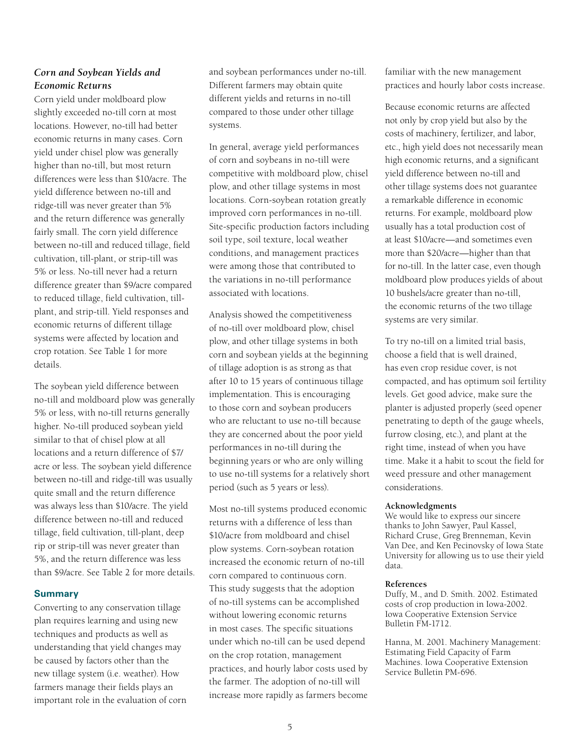### *Corn and Soybean Yields and Economic Returns*

Corn yield under moldboard plow slightly exceeded no-till corn at most locations. However, no-till had better economic returns in many cases. Corn yield under chisel plow was generally higher than no-till, but most return differences were less than $10/acre. The yield difference between no-till and ridge-till was never greater than 5% and the return difference was generally fairly small. The corn yield difference between no-till and reduced tillage, field cultivation, till-plant, or strip-till was 5% or less. No-till never had a return difference greater than $9/acre compared to reduced tillage, field cultivation, till-plant, and strip-till. Yield responses and economic returns of different tillage systems were affected by location and crop rotation. See Table 1 for more details.

The soybean yield difference between no-till and moldboard plow was generally 5% or less, with no-till returns generally higher. No-till produced soybean yield similar to that of chisel plow at all locations and a return difference of $7/acre or less. The soybean yield difference between no-till and ridge-till was usually quite small and the return difference was always less than $10/acre. The yield difference between no-till and reduced tillage, field cultivation, till-plant, deep rip or strip-till was never greater than 5%, and the return difference was less than $9/acre. See Table 2 for more details.

## Summary

Converting to any conservation tillage plan requires learning and using new techniques and products as well as understanding that yield changes may be caused by factors other than the new tillage system (i.e. weather). How farmers manage their fields plays an important role in the evaluation of corn and soybean performances under no-till. Different farmers may obtain quite different yields and returns in no-till compared to those under other tillage systems.

In general, average yield performances of corn and soybeans in no-till were competitive with moldboard plow, chisel plow, and other tillage systems in most locations. Corn-soybean rotation greatly improved corn performances in no-till. Site-specific production factors including soil type, soil texture, local weather conditions, and management practices were among those that contributed to the variations in no-till performance associated with locations.

Analysis showed the competitiveness of no-till over moldboard plow, chisel plow, and other tillage systems in both corn and soybean yields at the beginning of tillage adoption is as strong as that after 10 to 15 years of continuous tillage implementation. This is encouraging to those corn and soybean producers who are reluctant to use no-till because they are concerned about the poor yield performances in no-till during the beginning years or who are only willing to use no-till systems for a relatively short period (such as 5 years or less).

Most no-till systems produced economic returns with a difference of less than $10/acre from moldboard and chisel plow systems. Corn-soybean rotation increased the economic return of no-till corn compared to continuous corn. This study suggests that the adoption of no-till systems can be accomplished without lowering economic returns in most cases. The specific situations under which no-till can be used depend on the crop rotation, management practices, and hourly labor costs used by the farmer. The adoption of no-till will increase more rapidly as farmers become familiar with the new management practices and hourly labor costs increase.

Because economic returns are affected not only by crop yield but also by the costs of machinery, fertilizer, and labor, etc., high yield does not necessarily mean high economic returns, and a significant yield difference between no-till and other tillage systems does not guarantee a remarkable difference in economic returns. For example, moldboard plow usually has a total production cost of at least $10/acre—and sometimes even more than $20/acre—higher than that for no-till. In the latter case, even though moldboard plow produces yields of about 10 bushels/acre greater than no-till, the economic returns of the two tillage systems are very similar.

To try no-till on a limited trial basis, choose a field that is well drained, has even crop residue cover, is not compacted, and has optimum soil fertility levels. Get good advice, make sure the planter is adjusted properly (seed opener penetrating to depth of the gauge wheels, furrow closing, etc.), and plant at the right time, instead of when you have time. Make it a habit to scout the field for weed pressure and other management considerations.

**Acknowledgments**

We would like to express our sincere thanks to John Sawyer, Paul Kassel, Richard Cruse, Greg Brenneman, Kevin Van Dee, and Ken Pecinovsky of Iowa State University for allowing us to use their yield data.

**References**

Duffy, M., and D. Smith. 2002. Estimated costs of crop production in Iowa-2002. Iowa Cooperative Extension Service Bulletin FM-1712.

Hanna, M. 2001. Machinery Management: Estimating Field Capacity of Farm Machines. Iowa Cooperative Extension Service Bulletin PM-696.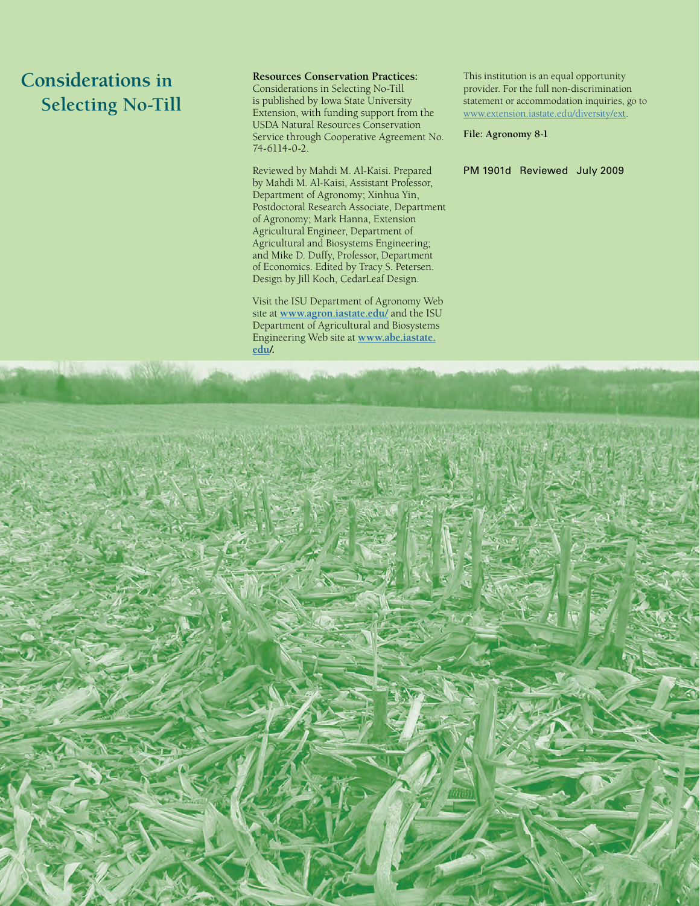# Considerations in Selecting No-Till

**Resources Conservation Practices:**
Considerations in Selecting No-Till is published by Iowa State University Extension, with funding support from the USDA Natural Resources Conservation Service through Cooperative Agreement No. 74-6114-0-2.

Reviewed by Mahdi M. Al-Kaisi. Prepared by Mahdi M. Al-Kaisi, Assistant Professor, Department of Agronomy; Xinhua Yin, Postdoctoral Research Associate, Department of Agronomy; Mark Hanna, Extension Agricultural Engineer, Department of Agricultural and Biosystems Engineering; and Mike D. Duffy, Professor, Department of Economics. Edited by Tracy S. Petersen. Design by Jill Koch, CedarLeaf Design.

Visit the ISU Department of Agronomy Web site at **www.agron.iastate.edu/** and the ISU Department of Agricultural and Biosystems Engineering Web site at **www.abe.iastate.edu/**.

This institution is an equal opportunity provider. For the full non-discrimination statement or accommodation inquiries, go to www.extension.iastate.edu/diversity/ext.

**File: Agronomy 8-1**

PM 1901d Reviewed July 2009